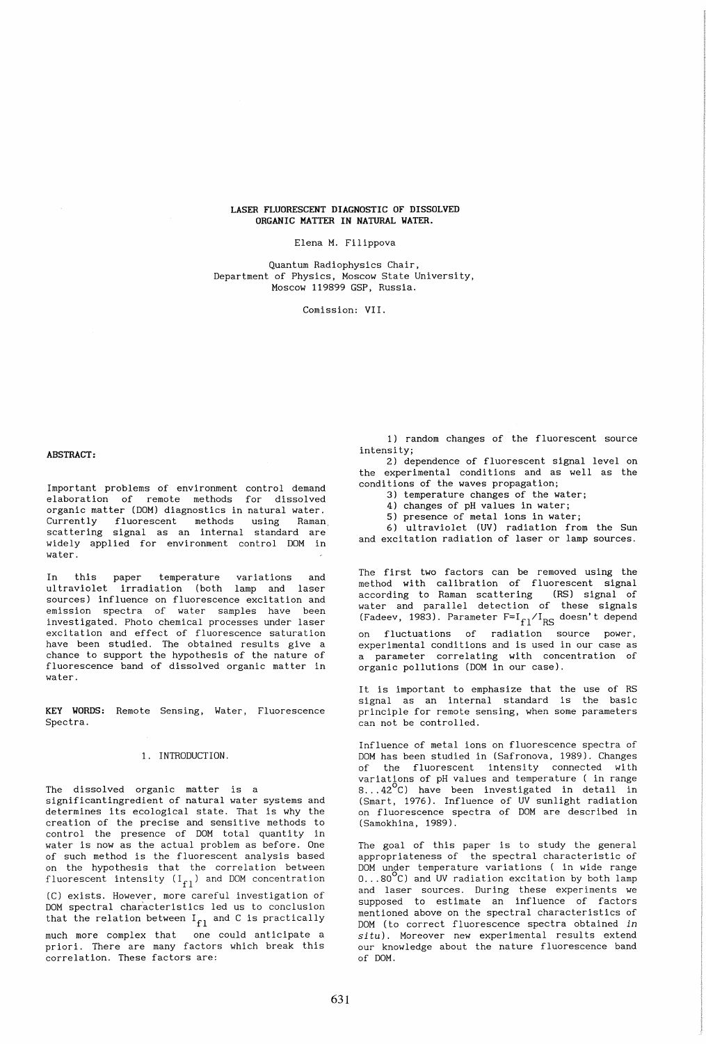# LASER FLUORESCENT DIAGNOSTIC OF DISSOLVED ORGANIC MATTER IN NATURAL WATER.

Elena M. Filippova

Quantum Radiophysics Chair,
Department of Physics, Moscow State University,
Moscow 119899 GSP, Russia.

Comission: VII.

**ABSTRACT:**

Important problems of environment control demand elaboration of remote methods for dissolved organic matter (DOM) diagnostics in natural water. Currently fluorescent methods using Raman scattering signal as an internal standard are widely applied for environment control DOM in water.

In this paper temperature variations and ultraviolet irradiation (both lamp and laser sources) influence on fluorescence excitation and emission spectra of water samples have been investigated. Photo chemical processes under laser excitation and effect of fluorescence saturation have been studied. The obtained results give a chance to support the hypothesis of the nature of fluorescence band of dissolved organic matter in water.

**KEY WORDS:** Remote Sensing, Water, Fluorescence Spectra.

## 1. INTRODUCTION.

The dissolved organic matter is a significantingredient of natural water systems and determines its ecological state. That is why the creation of the precise and sensitive methods to control the presence of DOM total quantity in water is now as the actual problem as before. One of such method is the fluorescent analysis based on the hypothesis that the correlation between fluorescent intensity ($I_{fl}$) and DOM concentration (C) exists. However, more careful investigation of DOM spectral characteristics led us to conclusion that the relation between $I_{fl}$ and C is practically much more complex that one could anticipate a priori. There are many factors which break this correlation. These factors are:

1) random changes of the fluorescent source intensity;
2) dependence of fluorescent signal level on the experimental conditions and as well as the conditions of the waves propagation;
3) temperature changes of the water;
4) changes of pH values in water;
5) presence of metal ions in water;
6) ultraviolet (UV) radiation from the Sun and excitation radiation of laser or lamp sources.

The first two factors can be removed using the method with calibration of fluorescent signal according to Raman scattering (RS) signal of water and parallel detection of these signals (Fadeev, 1983). Parameter $F=I_{fl}/I_{RS}$ doesn't depend on fluctuations of radiation source power, experimental conditions and is used in our case as a parameter correlating with concentration of organic pollutions (DOM in our case).

It is important to emphasize that the use of RS signal as an internal standard is the basic principle for remote sensing, when some parameters can not be controlled.

Influence of metal ions on fluorescence spectra of DOM has been studied in (Safronova, 1989). Changes of the fluorescent intensity connected with variations of pH values and temperature ( in range 8...42$^{o}$C) have been investigated in detail in (Smart, 1976). Influence of UV sunlight radiation on fluorescence spectra of DOM are described in (Samokhina, 1989).

The goal of this paper is to study the general appropriateness of the spectral characteristic of DOM under temperature variations ( in wide range 0...80$^{o}$C) and UV radiation excitation by both lamp and laser sources. During these experiments we supposed to estimate an influence of factors mentioned above on the spectral characteristics of DOM (to correct fluorescence spectra obtained *in situ*). Moreover new experimental results extend our knowledge about the nature fluorescence band of DOM.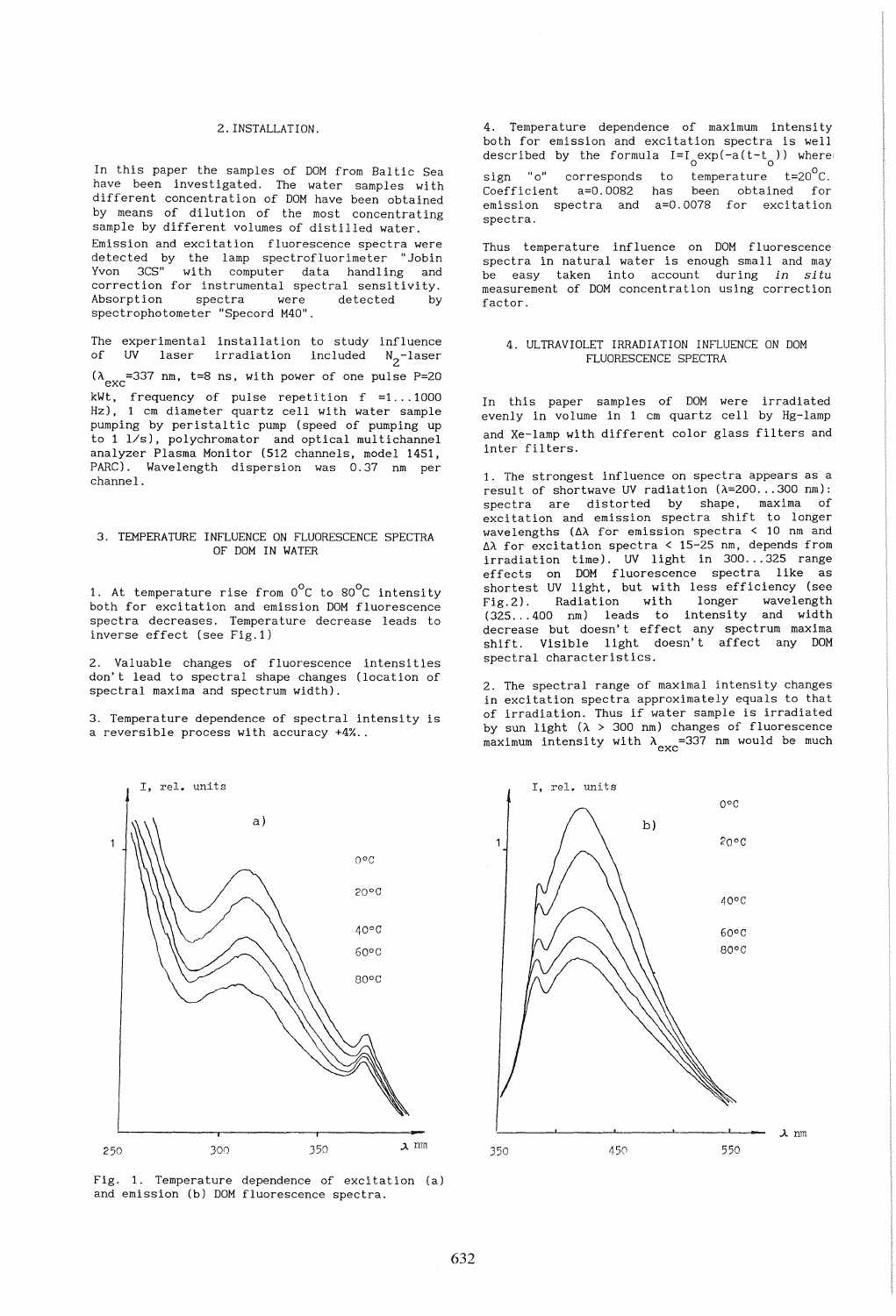## 2. INSTALLATION.

In this paper the samples of DOM from Baltic Sea have been investigated. The water samples with different concentration of DOM have been obtained by means of dilution of the most concentrating sample by different volumes of distilled water.

Emission and excitation fluorescence spectra were detected by the lamp spectrofluorimeter "Jobin Yvon 3CS" with computer data handling and correction for instrumental spectral sensitivity. Absorption spectra were detected by spectrophotometer "Specord M40".

The experimental installation to study influence of UV laser irradiation included $N_2$-laser ($\lambda_{exc}$=337 nm, t=8 ns, with power of one pulse P=20 kWt, frequency of pulse repetition f =1...1000 Hz), 1 cm diameter quartz cell with water sample pumping by peristaltic pump (speed of pumping up to 1 l/s), polychromator and optical multichannel analyzer Plasma Monitor (512 channels, model 1451, PARC). Wavelength dispersion was 0.37 nm per channel.

## 3. TEMPERATURE INFLUENCE ON FLUORESCENCE SPECTRA OF DOM IN WATER

1. At temperature rise from 0°C to 80°C intensity both for excitation and emission DOM fluorescence spectra decreases. Temperature decrease leads to inverse effect (see Fig.1)

2. Valuable changes of fluorescence intensities don't lead to spectral shape changes (location of spectral maxima and spectrum width).

3. Temperature dependence of spectral intensity is a reversible process with accuracy +4%..

4. Temperature dependence of maximum intensity both for emission and excitation spectra is well described by the formula $I=I_o\exp(-a(t-t_o))$ where sign "o" corresponds to temperature t=20°C. Coefficient a=0.0082 has been obtained for emission spectra and a=0.0078 for excitation spectra.

Thus temperature influence on DOM fluorescence spectra in natural water is enough small and may be easy taken into account during *in situ* measurement of DOM concentration using correction factor.

## 4. ULTRAVIOLET IRRADIATION INFLUENCE ON DOM FLUORESCENCE SPECTRA

In this paper samples of DOM were irradiated evenly in volume in 1 cm quartz cell by Hg-lamp and Xe-lamp with different color glass filters and inter filters.

1. The strongest influence on spectra appears as a result of shortwave UV radiation ($\lambda$=200...300 nm): spectra are distorted by shape, maxima of excitation and emission spectra shift to longer wavelengths ($\Delta\lambda$ for emission spectra < 10 nm and $\Delta\lambda$ for excitation spectra < 15-25 nm, depends from irradiation time). UV light in 300...325 range effects on DOM fluorescence spectra like as shortest UV light, but with less efficiency (see Fig.2). Radiation with longer wavelength (325...400 nm) leads to intensity and width decrease but doesn't effect any spectrum maxima shift. Visible light doesn't affect any DOM spectral characteristics.

2. The spectral range of maximal intensity changes in excitation spectra approximately equals to that of irradiation. Thus if water sample is irradiated by sun light ($\lambda$ > 300 nm) changes of fluorescence maximum intensity with $\lambda_{exc}$=337 nm would be much

Fig. 1. Temperature dependence of excitation (a) and emission (b) DOM fluorescence spectra.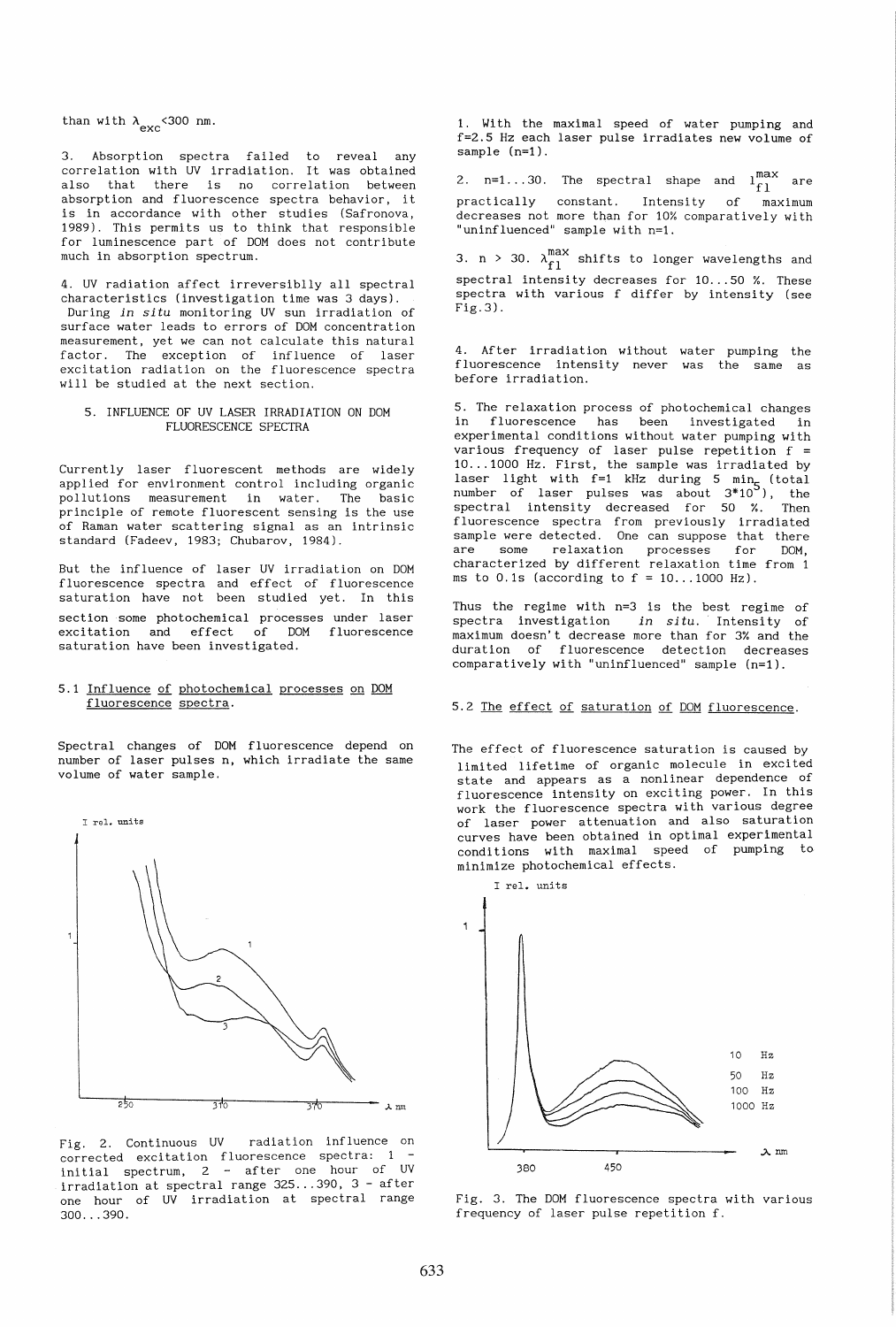than with $\lambda_{exc}$<300 nm.

3. Absorption spectra failed to reveal any correlation with UV irradiation. It was obtained also that there is no correlation between absorption and fluorescence spectra behavior, it is in accordance with other studies (Safronova, 1989). This permits us to think that responsible for luminescence part of DOM does not contribute much in absorption spectrum.

4. UV radiation affect irreversiblly all spectral characteristics (investigation time was 3 days). During *in situ* monitoring UV sun irradiation of surface water leads to errors of DOM concentration measurement, yet we can not calculate this natural factor. The exception of influence of laser excitation radiation on the fluorescence spectra will be studied at the next section.

## 5. INFLUENCE OF UV LASER IRRADIATION ON DOM FLUORESCENCE SPECTRA

Currently laser fluorescent methods are widely applied for environment control including organic pollutions measurement in water. The basic principle of remote fluorescent sensing is the use of Raman water scattering signal as an intrinsic standard (Fadeev, 1983; Chubarov, 1984).

But the influence of laser UV irradiation on DOM fluorescence spectra and effect of fluorescence saturation have not been studied yet. In this section some photochemical processes under laser excitation and effect of DOM fluorescence saturation have been investigated.

### 5.1 Influence of photochemical processes on DOM fluorescence spectra.

Spectral changes of DOM fluorescence depend on number of laser pulses n, which irradiate the same volume of water sample.

Fig. 2. Continuous UV radiation influence on corrected excitation fluorescence spectra: 1 - initial spectrum, 2 - after one hour of UV irradiation at spectral range 325...390, 3 - after one hour of UV irradiation at spectral range 300...390.

1. With the maximal speed of water pumping and f=2.5 Hz each laser pulse irradiates new volume of sample (n=1).

2. n=1...30. The spectral shape and $I_{fl}^{max}$ are practically constant. Intensity of maximum decreases not more than for 10% comparatively with "uninfluenced" sample with n=1.

3. n > 30. $\lambda_{fl}^{max}$ shifts to longer wavelengths and spectral intensity decreases for 10...50 %. These spectra with various f differ by intensity (see Fig.3).

4. After irradiation without water pumping the fluorescence intensity never was the same as before irradiation.

5. The relaxation process of photochemical changes in fluorescence has been investigated in experimental conditions without water pumping with various frequency of laser pulse repetition f = 10...1000 Hz. First, the sample was irradiated by laser light with f=1 kHz during 5 min (total number of laser pulses was about $3*10^5$), the spectral intensity decreased for 50 %. Then fluorescence spectra from previously irradiated sample were detected. One can suppose that there are some relaxation processes for DOM, characterized by different relaxation time from 1 ms to 0.1s (according to f = 10...1000 Hz).

Thus the regime with n=3 is the best regime of spectra investigation *in situ*. Intensity of maximum doesn't decrease more than for 3% and the duration of fluorescence detection decreases comparatively with "uninfluenced" sample (n=1).

### 5.2 The effect of saturation of DOM fluorescence.

The effect of fluorescence saturation is caused by limited lifetime of organic molecule in excited state and appears as a nonlinear dependence of fluorescence intensity on exciting power. In this work the fluorescence spectra with various degree of laser power attenuation and also saturation curves have been obtained in optimal experimental conditions with maximal speed of pumping to minimize photochemical effects.

Fig. 3. The DOM fluorescence spectra with various frequency of laser pulse repetition f.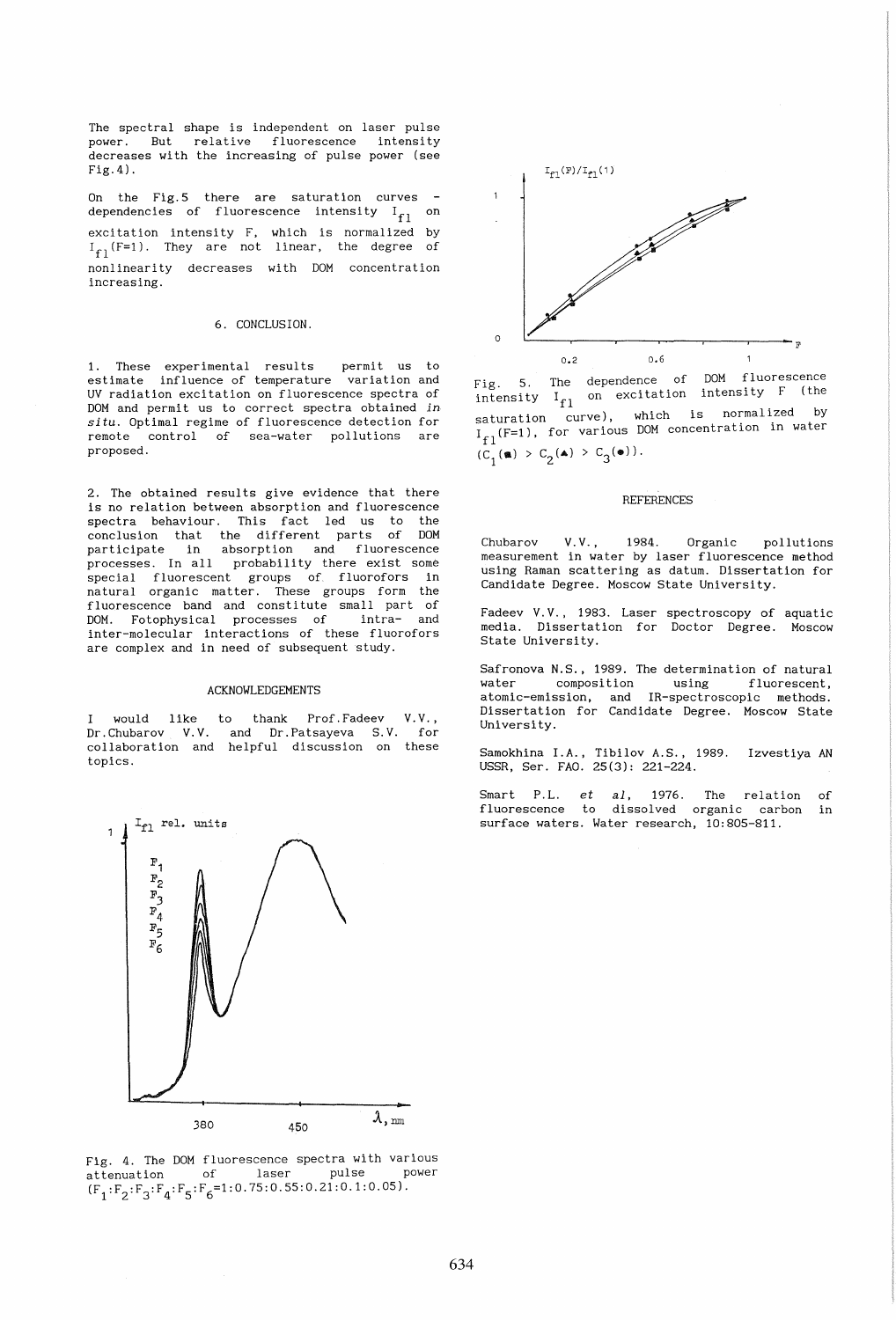The spectral shape is independent on laser pulse power. But relative fluorescence intensity decreases with the increasing of pulse power (see Fig.4).

On the Fig.5 there are saturation curves - dependencies of fluorescence intensity $I_{fl}$ on excitation intensity F, which is normalized by $I_{fl}(F=1)$. They are not linear, the degree of nonlinearity decreases with DOM concentration increasing.

## 6. CONCLUSION.

1. These experimental results permit us to estimate influence of temperature variation and UV radiation excitation on fluorescence spectra of DOM and permit us to correct spectra obtained *in situ*. Optimal regime of fluorescence detection for remote control of sea-water pollutions are proposed.

2. The obtained results give evidence that there is no relation between absorption and fluorescence spectra behaviour. This fact led us to the conclusion that the different parts of DOM participate in absorption and fluorescence processes. In all probability there exist some special fluorescent groups of fluorofors in natural organic matter. These groups form the fluorescence band and constitute small part of DOM. Fotophysical processes of intra- and inter-molecular interactions of these fluorofors are complex and in need of subsequent study.

## ACKNOWLEDGEMENTS

I would like to thank Prof.Fadeev V.V., Dr.Chubarov V.V. and Dr.Patsayeva S.V. for collaboration and helpful discussion on these topics.

$I_{fl}$ rel. units

1

$F_1$
$F_2$
$F_3$
$F_4$
$F_5$
$F_6$

380
450
λ, nm

Fig. 4. The DOM fluorescence spectra with various attenuation of laser pulse power ($F_1:F_2:F_3:F_4:F_5:F_6$=1:0.75:0.55:0.21:0.1:0.05).

$I_{fl}(F)/I_{fl}(1)$

1

0

0.2
0.6
1
F

Fig. 5. The dependence of DOM fluorescence intensity $I_{fl}$ on excitation intensity F (the saturation curve), which is normalized by $I_{fl}(F=1)$, for various DOM concentration in water ($C_1$(■) > $C_2$(▲) > $C_3$(●)).

## REFERENCES

Chubarov V.V., 1984. Organic pollutions measurement in water by laser fluorescence method using Raman scattering as datum. Dissertation for Candidate Degree. Moscow State University.

Fadeev V.V., 1983. Laser spectroscopy of aquatic media. Dissertation for Doctor Degree. Moscow State University.

Safronova N.S., 1989. The determination of natural water composition using fluorescent, atomic-emission, and IR-spectroscopic methods. Dissertation for Candidate Degree. Moscow State University.

Samokhina I.A., Tibilov A.S., 1989. Izvestiya AN USSR, Ser. FAO. 25(3): 221-224.

Smart P.L. *et al*, 1976. The relation of fluorescence to dissolved organic carbon in surface waters. Water research, 10:805-811.